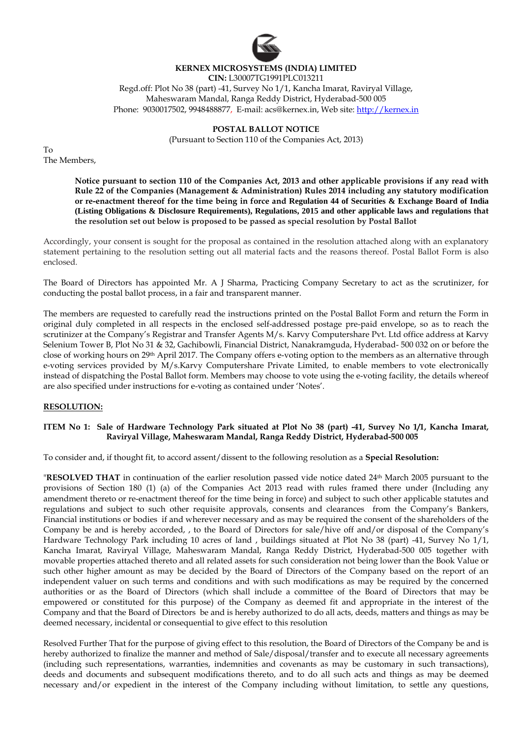**KERNEX MICROSYSTEMS (INDIA) LIMITED**

**CIN:** L30007TG1991PLC013211

Regd.off: Plot No 38 (part) -41, Survey No 1/1, Kancha Imarat, Raviryal Village, Maheswaram Mandal, Ranga Reddy District, Hyderabad-500 005

Phone: 9030017502, 9948488877, E-mail: acs@kernex.in, Web site: http://kernex.in

## POSTAL BALLOT NOTICE

(Pursuant to Section 110 of the Companies Act, 2013)

To
The Members,

**Notice pursuant to section 110 of the Companies Act, 2013 and other applicable provisions if any read with Rule 22 of the Companies (Management & Administration) Rules 2014 including any statutory modification or re-enactment thereof for the time being in force and Regulation 44 of Securities & Exchange Board of India (Listing Obligations & Disclosure Requirements), Regulations, 2015 and other applicable laws and regulations that the resolution set out below is proposed to be passed as special resolution by Postal Ballot**

Accordingly, your consent is sought for the proposal as contained in the resolution attached along with an explanatory statement pertaining to the resolution setting out all material facts and the reasons thereof. Postal Ballot Form is also enclosed.

The Board of Directors has appointed Mr. A J Sharma, Practicing Company Secretary to act as the scrutinizer, for conducting the postal ballot process, in a fair and transparent manner.

The members are requested to carefully read the instructions printed on the Postal Ballot Form and return the Form in original duly completed in all respects in the enclosed self-addressed postage pre-paid envelope, so as to reach the scrutinizer at the Company's Registrar and Transfer Agents M/s. Karvy Computershare Pvt. Ltd office address at Karvy Selenium Tower B, Plot No 31 & 32, Gachibowli, Financial District, Nanakramguda, Hyderabad- 500 032 on or before the close of working hours on 29th April 2017. The Company offers e-voting option to the members as an alternative through e-voting services provided by M/s.Karvy Computershare Private Limited, to enable members to vote electronically instead of dispatching the Postal Ballot form. Members may choose to vote using the e-voting facility, the details whereof are also specified under instructions for e-voting as contained under 'Notes'.

**RESOLUTION:**

**ITEM No 1: Sale of Hardware Technology Park situated at Plot No 38 (part) -41, Survey No 1/1, Kancha Imarat, Raviryal Village, Maheswaram Mandal, Ranga Reddy District, Hyderabad-500 005**

To consider and, if thought fit, to accord assent/dissent to the following resolution as a **Special Resolution:**

"**RESOLVED THAT** in continuation of the earlier resolution passed vide notice dated 24th March 2005 pursuant to the provisions of Section 180 (1) (a) of the Companies Act 2013 read with rules framed there under (Including any amendment thereto or re-enactment thereof for the time being in force) and subject to such other applicable statutes and regulations and subject to such other requisite approvals, consents and clearances from the Company's Bankers, Financial institutions or bodies if and wherever necessary and as may be required the consent of the shareholders of the Company be and is hereby accorded, , to the Board of Directors for sale/hive off and/or disposal of the Company's Hardware Technology Park including 10 acres of land , buildings situated at Plot No 38 (part) -41, Survey No 1/1, Kancha Imarat, Raviryal Village, Maheswaram Mandal, Ranga Reddy District, Hyderabad-500 005 together with movable properties attached thereto and all related assets for such consideration not being lower than the Book Value or such other higher amount as may be decided by the Board of Directors of the Company based on the report of an independent valuer on such terms and conditions and with such modifications as may be required by the concerned authorities or as the Board of Directors (which shall include a committee of the Board of Directors that may be empowered or constituted for this purpose) of the Company as deemed fit and appropriate in the interest of the Company and that the Board of Directors be and is hereby authorized to do all acts, deeds, matters and things as may be deemed necessary, incidental or consequential to give effect to this resolution

Resolved Further That for the purpose of giving effect to this resolution, the Board of Directors of the Company be and is hereby authorized to finalize the manner and method of Sale/disposal/transfer and to execute all necessary agreements (including such representations, warranties, indemnities and covenants as may be customary in such transactions), deeds and documents and subsequent modifications thereto, and to do all such acts and things as may be deemed necessary and/or expedient in the interest of the Company including without limitation, to settle any questions,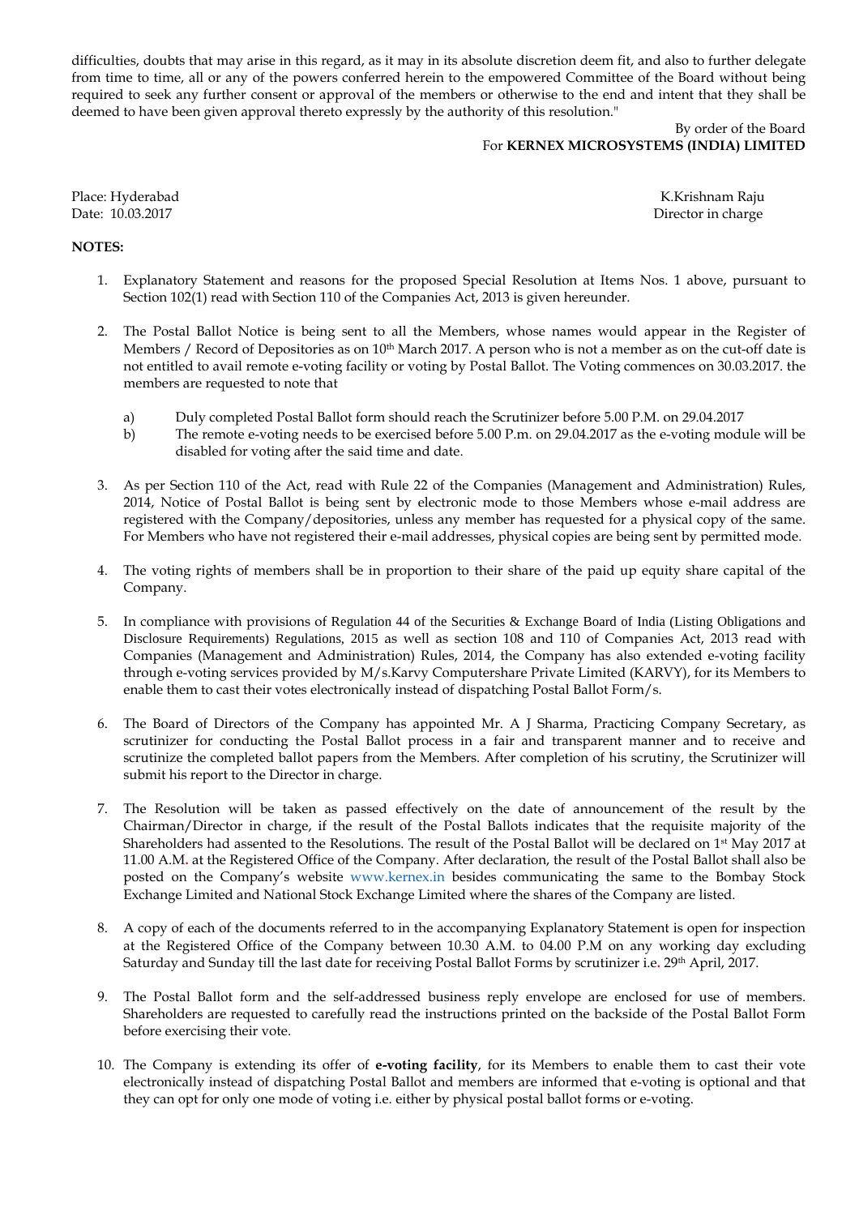difficulties, doubts that may arise in this regard, as it may in its absolute discretion deem fit, and also to further delegate from time to time, all or any of the powers conferred herein to the empowered Committee of the Board without being required to seek any further consent or approval of the members or otherwise to the end and intent that they shall be deemed to have been given approval thereto expressly by the authority of this resolution."

By order of the Board
For **KERNEX MICROSYSTEMS (INDIA) LIMITED**

Place: Hyderabad
Date: 10.03.2017

K.Krishnam Raju
Director in charge

**NOTES:**

1. Explanatory Statement and reasons for the proposed Special Resolution at Items Nos. 1 above, pursuant to Section 102(1) read with Section 110 of the Companies Act, 2013 is given hereunder.

2. The Postal Ballot Notice is being sent to all the Members, whose names would appear in the Register of Members / Record of Depositories as on 10th March 2017. A person who is not a member as on the cut-off date is not entitled to avail remote e-voting facility or voting by Postal Ballot. The Voting commences on 30.03.2017. the members are requested to note that

   a) Duly completed Postal Ballot form should reach the Scrutinizer before 5.00 P.M. on 29.04.2017
   b) The remote e-voting needs to be exercised before 5.00 P.m. on 29.04.2017 as the e-voting module will be disabled for voting after the said time and date.

3. As per Section 110 of the Act, read with Rule 22 of the Companies (Management and Administration) Rules, 2014, Notice of Postal Ballot is being sent by electronic mode to those Members whose e-mail address are registered with the Company/depositories, unless any member has requested for a physical copy of the same. For Members who have not registered their e-mail addresses, physical copies are being sent by permitted mode.

4. The voting rights of members shall be in proportion to their share of the paid up equity share capital of the Company.

5. In compliance with provisions of Regulation 44 of the Securities & Exchange Board of India (Listing Obligations and Disclosure Requirements) Regulations, 2015 as well as section 108 and 110 of Companies Act, 2013 read with Companies (Management and Administration) Rules, 2014, the Company has also extended e-voting facility through e-voting services provided by M/s.Karvy Computershare Private Limited (KARVY), for its Members to enable them to cast their votes electronically instead of dispatching Postal Ballot Form/s.

6. The Board of Directors of the Company has appointed Mr. A J Sharma, Practicing Company Secretary, as scrutinizer for conducting the Postal Ballot process in a fair and transparent manner and to receive and scrutinize the completed ballot papers from the Members. After completion of his scrutiny, the Scrutinizer will submit his report to the Director in charge.

7. The Resolution will be taken as passed effectively on the date of announcement of the result by the Chairman/Director in charge, if the result of the Postal Ballots indicates that the requisite majority of the Shareholders had assented to the Resolutions. The result of the Postal Ballot will be declared on 1st May 2017 at 11.00 A.M. at the Registered Office of the Company. After declaration, the result of the Postal Ballot shall also be posted on the Company's website www.kernex.in besides communicating the same to the Bombay Stock Exchange Limited and National Stock Exchange Limited where the shares of the Company are listed.

8. A copy of each of the documents referred to in the accompanying Explanatory Statement is open for inspection at the Registered Office of the Company between 10.30 A.M. to 04.00 P.M on any working day excluding Saturday and Sunday till the last date for receiving Postal Ballot Forms by scrutinizer i.e. 29th April, 2017.

9. The Postal Ballot form and the self-addressed business reply envelope are enclosed for use of members. Shareholders are requested to carefully read the instructions printed on the backside of the Postal Ballot Form before exercising their vote.

10. The Company is extending its offer of **e-voting facility**, for its Members to enable them to cast their vote electronically instead of dispatching Postal Ballot and members are informed that e-voting is optional and that they can opt for only one mode of voting i.e. either by physical postal ballot forms or e-voting.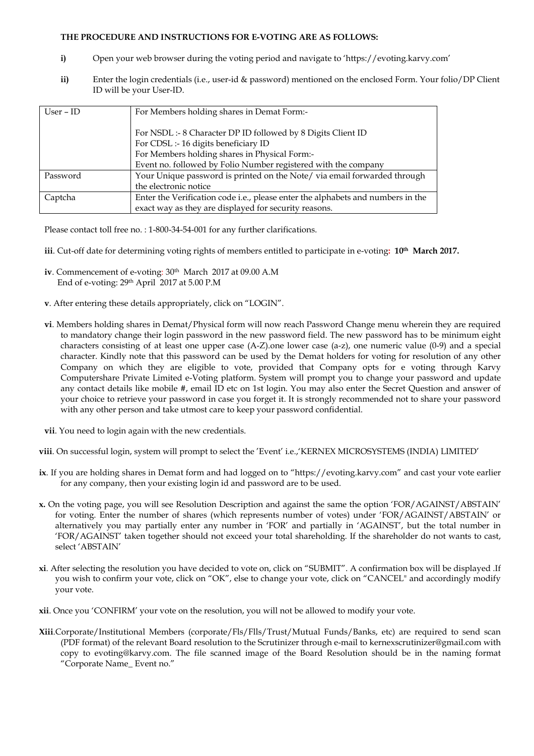**THE PROCEDURE AND INSTRUCTIONS FOR E-VOTING ARE AS FOLLOWS:**

**i)** Open your web browser during the voting period and navigate to 'https://evoting.karvy.com'

**ii)** Enter the login credentials (i.e., user-id & password) mentioned on the enclosed Form. Your folio/DP Client ID will be your User-ID.

| User – ID | For Members holding shares in Demat Form:-<br><br>For NSDL :- 8 Character DP ID followed by 8 Digits Client ID<br>For CDSL :- 16 digits beneficiary ID<br>For Members holding shares in Physical Form:-<br>Event no. followed by Folio Number registered with the company |
|---|---|
| Password | Your Unique password is printed on the Note/ via email forwarded through the electronic notice |
| Captcha | Enter the Verification code i.e., please enter the alphabets and numbers in the exact way as they are displayed for security reasons. |

Please contact toll free no. : 1-800-34-54-001 for any further clarifications.

**iii**. Cut-off date for determining voting rights of members entitled to participate in e-voting**: 10th March 2017.**

**iv**. Commencement of e-voting: 30th March 2017 at 09.00 A.M
End of e-voting: 29th April 2017 at 5.00 P.M

**v**. After entering these details appropriately, click on "LOGIN".

**vi**. Members holding shares in Demat/Physical form will now reach Password Change menu wherein they are required to mandatory change their login password in the new password field. The new password has to be minimum eight characters consisting of at least one upper case (A-Z).one lower case (a-z), one numeric value (0-9) and a special character. Kindly note that this password can be used by the Demat holders for voting for resolution of any other Company on which they are eligible to vote, provided that Company opts for e voting through Karvy Computershare Private Limited e-Voting platform. System will prompt you to change your password and update any contact details like mobile #, email ID etc on 1st login. You may also enter the Secret Question and answer of your choice to retrieve your password in case you forget it. It is strongly recommended not to share your password with any other person and take utmost care to keep your password confidential.

**vii**. You need to login again with the new credentials.

**viii**. On successful login, system will prompt to select the 'Event' i.e.,'KERNEX MICROSYSTEMS (INDIA) LIMITED'

**ix**. If you are holding shares in Demat form and had logged on to "https://evoting.karvy.com" and cast your vote earlier for any company, then your existing login id and password are to be used.

**x.** On the voting page, you will see Resolution Description and against the same the option 'FOR/AGAINST/ABSTAIN' for voting. Enter the number of shares (which represents number of votes) under 'FOR/AGAINST/ABSTAIN' or alternatively you may partially enter any number in 'FOR' and partially in 'AGAINST', but the total number in 'FOR/AGAINST' taken together should not exceed your total shareholding. If the shareholder do not wants to cast, select 'ABSTAIN'

**xi**. After selecting the resolution you have decided to vote on, click on "SUBMIT". A confirmation box will be displayed .If you wish to confirm your vote, click on "OK", else to change your vote, click on "CANCEL" and accordingly modify your vote.

**xii**. Once you 'CONFIRM' your vote on the resolution, you will not be allowed to modify your vote.

**Xiii**.Corporate/Institutional Members (corporate/Fls/Flls/Trust/Mutual Funds/Banks, etc) are required to send scan (PDF format) of the relevant Board resolution to the Scrutinizer through e-mail to kernexscrutinizer@gmail.com with copy to evoting@karvy.com. The file scanned image of the Board Resolution should be in the naming format "Corporate Name_ Event no."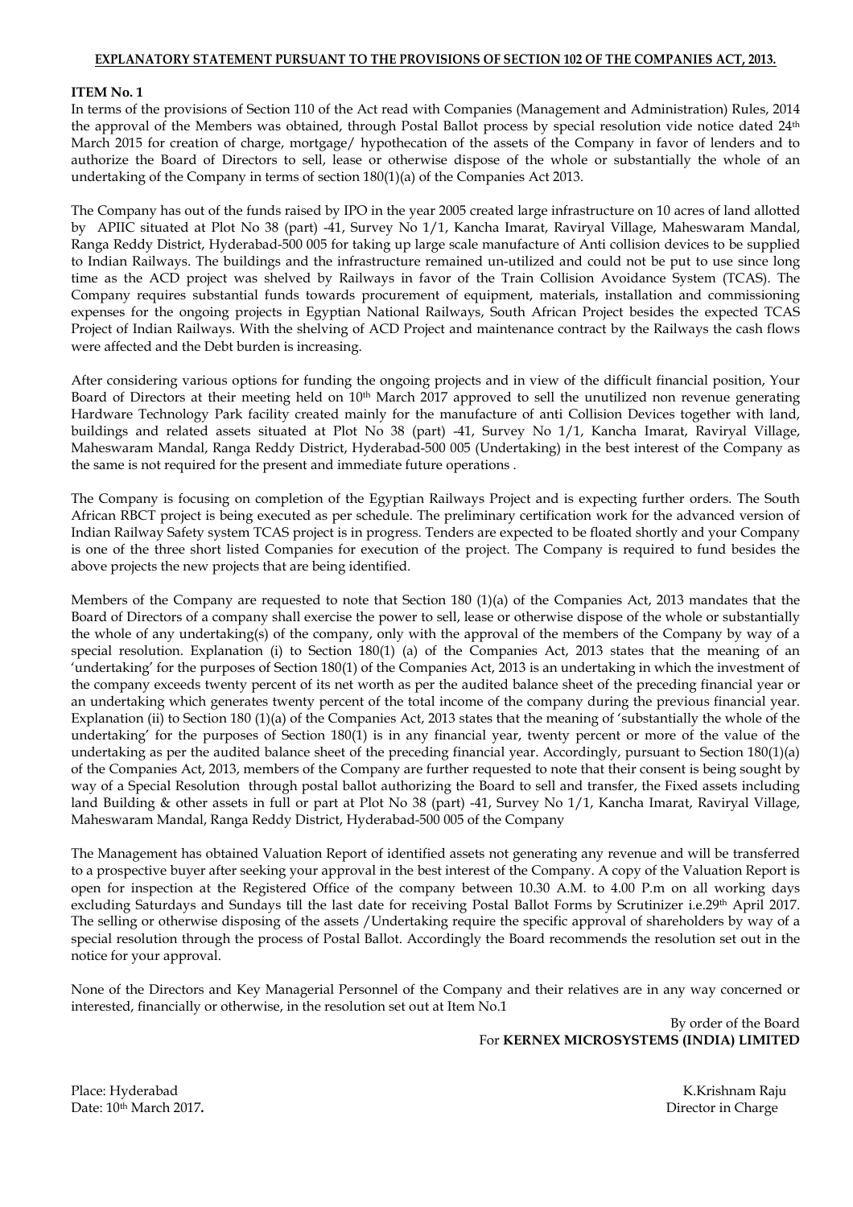**EXPLANATORY STATEMENT PURSUANT TO THE PROVISIONS OF SECTION 102 OF THE COMPANIES ACT, 2013.**

**ITEM No. 1**

In terms of the provisions of Section 110 of the Act read with Companies (Management and Administration) Rules, 2014 the approval of the Members was obtained, through Postal Ballot process by special resolution vide notice dated 24th March 2015 for creation of charge, mortgage/ hypothecation of the assets of the Company in favor of lenders and to authorize the Board of Directors to sell, lease or otherwise dispose of the whole or substantially the whole of an undertaking of the Company in terms of section 180(1)(a) of the Companies Act 2013.

The Company has out of the funds raised by IPO in the year 2005 created large infrastructure on 10 acres of land allotted by APIIC situated at Plot No 38 (part) -41, Survey No 1/1, Kancha Imarat, Raviryal Village, Maheswaram Mandal, Ranga Reddy District, Hyderabad-500 005 for taking up large scale manufacture of Anti collision devices to be supplied to Indian Railways. The buildings and the infrastructure remained un-utilized and could not be put to use since long time as the ACD project was shelved by Railways in favor of the Train Collision Avoidance System (TCAS). The Company requires substantial funds towards procurement of equipment, materials, installation and commissioning expenses for the ongoing projects in Egyptian National Railways, South African Project besides the expected TCAS Project of Indian Railways. With the shelving of ACD Project and maintenance contract by the Railways the cash flows were affected and the Debt burden is increasing.

After considering various options for funding the ongoing projects and in view of the difficult financial position, Your Board of Directors at their meeting held on 10th March 2017 approved to sell the unutilized non revenue generating Hardware Technology Park facility created mainly for the manufacture of anti Collision Devices together with land, buildings and related assets situated at Plot No 38 (part) -41, Survey No 1/1, Kancha Imarat, Raviryal Village, Maheswaram Mandal, Ranga Reddy District, Hyderabad-500 005 (Undertaking) in the best interest of the Company as the same is not required for the present and immediate future operations .

The Company is focusing on completion of the Egyptian Railways Project and is expecting further orders. The South African RBCT project is being executed as per schedule. The preliminary certification work for the advanced version of Indian Railway Safety system TCAS project is in progress. Tenders are expected to be floated shortly and your Company is one of the three short listed Companies for execution of the project. The Company is required to fund besides the above projects the new projects that are being identified.

Members of the Company are requested to note that Section 180 (1)(a) of the Companies Act, 2013 mandates that the Board of Directors of a company shall exercise the power to sell, lease or otherwise dispose of the whole or substantially the whole of any undertaking(s) of the company, only with the approval of the members of the Company by way of a special resolution. Explanation (i) to Section 180(1) (a) of the Companies Act, 2013 states that the meaning of an 'undertaking' for the purposes of Section 180(1) of the Companies Act, 2013 is an undertaking in which the investment of the company exceeds twenty percent of its net worth as per the audited balance sheet of the preceding financial year or an undertaking which generates twenty percent of the total income of the company during the previous financial year. Explanation (ii) to Section 180 (1)(a) of the Companies Act, 2013 states that the meaning of 'substantially the whole of the undertaking' for the purposes of Section 180(1) is in any financial year, twenty percent or more of the value of the undertaking as per the audited balance sheet of the preceding financial year. Accordingly, pursuant to Section 180(1)(a) of the Companies Act, 2013, members of the Company are further requested to note that their consent is being sought by way of a Special Resolution through postal ballot authorizing the Board to sell and transfer, the Fixed assets including land Building & other assets in full or part at Plot No 38 (part) -41, Survey No 1/1, Kancha Imarat, Raviryal Village, Maheswaram Mandal, Ranga Reddy District, Hyderabad-500 005 of the Company

The Management has obtained Valuation Report of identified assets not generating any revenue and will be transferred to a prospective buyer after seeking your approval in the best interest of the Company. A copy of the Valuation Report is open for inspection at the Registered Office of the company between 10.30 A.M. to 4.00 P.m on all working days excluding Saturdays and Sundays till the last date for receiving Postal Ballot Forms by Scrutinizer i.e.29th April 2017. The selling or otherwise disposing of the assets /Undertaking require the specific approval of shareholders by way of a special resolution through the process of Postal Ballot. Accordingly the Board recommends the resolution set out in the notice for your approval.

None of the Directors and Key Managerial Personnel of the Company and their relatives are in any way concerned or interested, financially or otherwise, in the resolution set out at Item No.1

By order of the Board
For **KERNEX MICROSYSTEMS (INDIA) LIMITED**

Place: Hyderabad
Date: 10th March 2017.

K.Krishnam Raju
Director in Charge